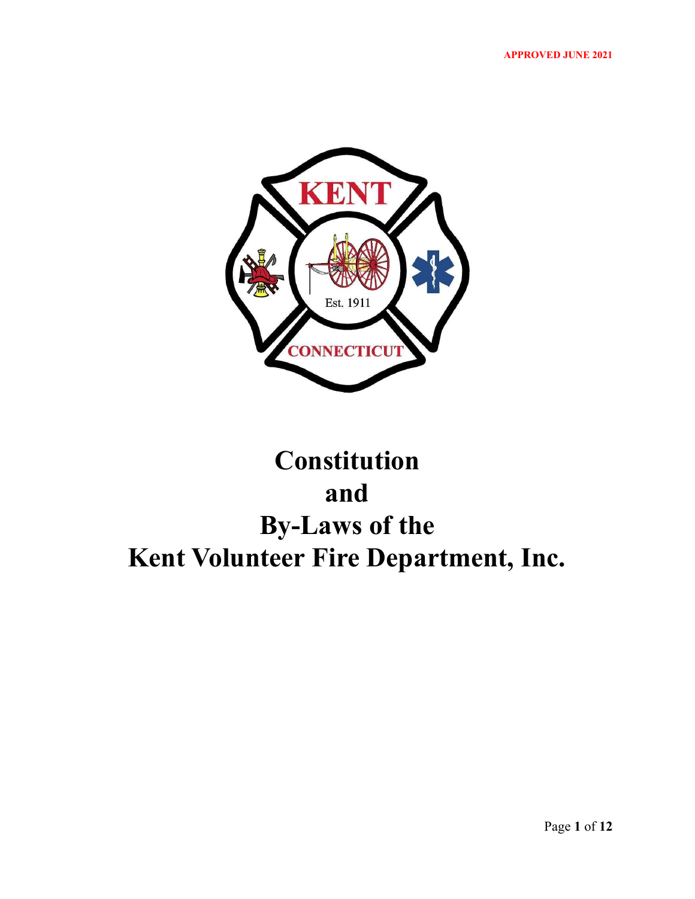APPROVED JUNE 2021

# Constitution and By-Laws of the Kent Volunteer Fire Department, Inc.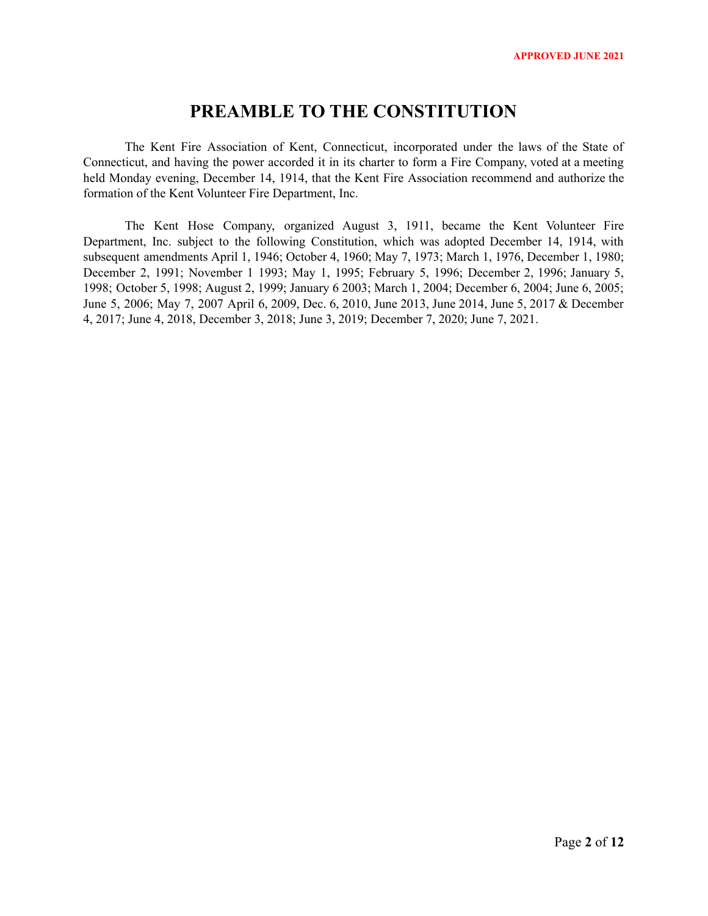APPROVED JUNE 2021

# PREAMBLE TO THE CONSTITUTION

The Kent Fire Association of Kent, Connecticut, incorporated under the laws of the State of Connecticut, and having the power accorded it in its charter to form a Fire Company, voted at a meeting held Monday evening, December 14, 1914, that the Kent Fire Association recommend and authorize the formation of the Kent Volunteer Fire Department, Inc.

The Kent Hose Company, organized August 3, 1911, became the Kent Volunteer Fire Department, Inc. subject to the following Constitution, which was adopted December 14, 1914, with subsequent amendments April 1, 1946; October 4, 1960; May 7, 1973; March 1, 1976, December 1, 1980; December 2, 1991; November 1 1993; May 1, 1995; February 5, 1996; December 2, 1996; January 5, 1998; October 5, 1998; August 2, 1999; January 6 2003; March 1, 2004; December 6, 2004; June 6, 2005; June 5, 2006; May 7, 2007 April 6, 2009, Dec. 6, 2010, June 2013, June 2014, June 5, 2017 & December 4, 2017; June 4, 2018, December 3, 2018; June 3, 2019; December 7, 2020; June 7, 2021.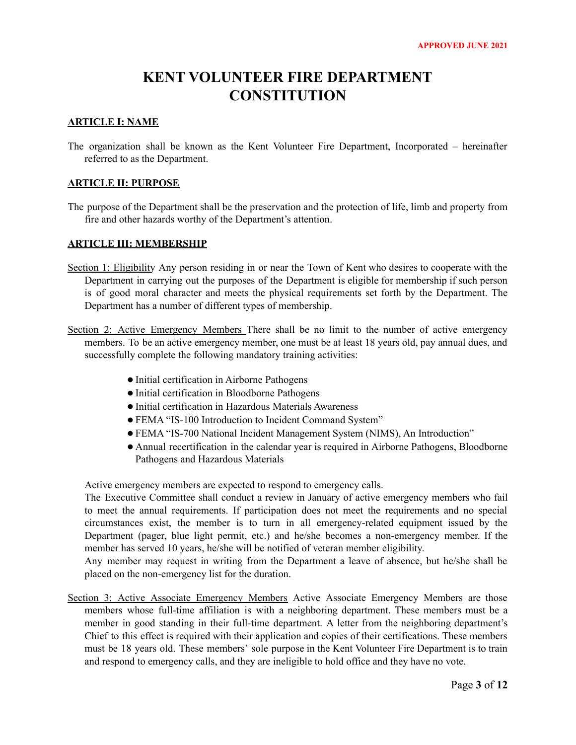**APPROVED JUNE 2021**

# KENT VOLUNTEER FIRE DEPARTMENT CONSTITUTION

## ARTICLE I: NAME

The organization shall be known as the Kent Volunteer Fire Department, Incorporated – hereinafter referred to as the Department.

## ARTICLE II: PURPOSE

The purpose of the Department shall be the preservation and the protection of life, limb and property from fire and other hazards worthy of the Department's attention.

## ARTICLE III: MEMBERSHIP

Section 1: Eligibility Any person residing in or near the Town of Kent who desires to cooperate with the Department in carrying out the purposes of the Department is eligible for membership if such person is of good moral character and meets the physical requirements set forth by the Department. The Department has a number of different types of membership.

Section 2: Active Emergency Members There shall be no limit to the number of active emergency members. To be an active emergency member, one must be at least 18 years old, pay annual dues, and successfully complete the following mandatory training activities:

- Initial certification in Airborne Pathogens
- Initial certification in Bloodborne Pathogens
- Initial certification in Hazardous Materials Awareness
- FEMA "IS-100 Introduction to Incident Command System"
- FEMA "IS-700 National Incident Management System (NIMS), An Introduction"
- Annual recertification in the calendar year is required in Airborne Pathogens, Bloodborne Pathogens and Hazardous Materials

Active emergency members are expected to respond to emergency calls.

The Executive Committee shall conduct a review in January of active emergency members who fail to meet the annual requirements. If participation does not meet the requirements and no special circumstances exist, the member is to turn in all emergency-related equipment issued by the Department (pager, blue light permit, etc.) and he/she becomes a non-emergency member. If the member has served 10 years, he/she will be notified of veteran member eligibility.

Any member may request in writing from the Department a leave of absence, but he/she shall be placed on the non-emergency list for the duration.

Section 3: Active Associate Emergency Members Active Associate Emergency Members are those members whose full-time affiliation is with a neighboring department. These members must be a member in good standing in their full-time department. A letter from the neighboring department's Chief to this effect is required with their application and copies of their certifications. These members must be 18 years old. These members' sole purpose in the Kent Volunteer Fire Department is to train and respond to emergency calls, and they are ineligible to hold office and they have no vote.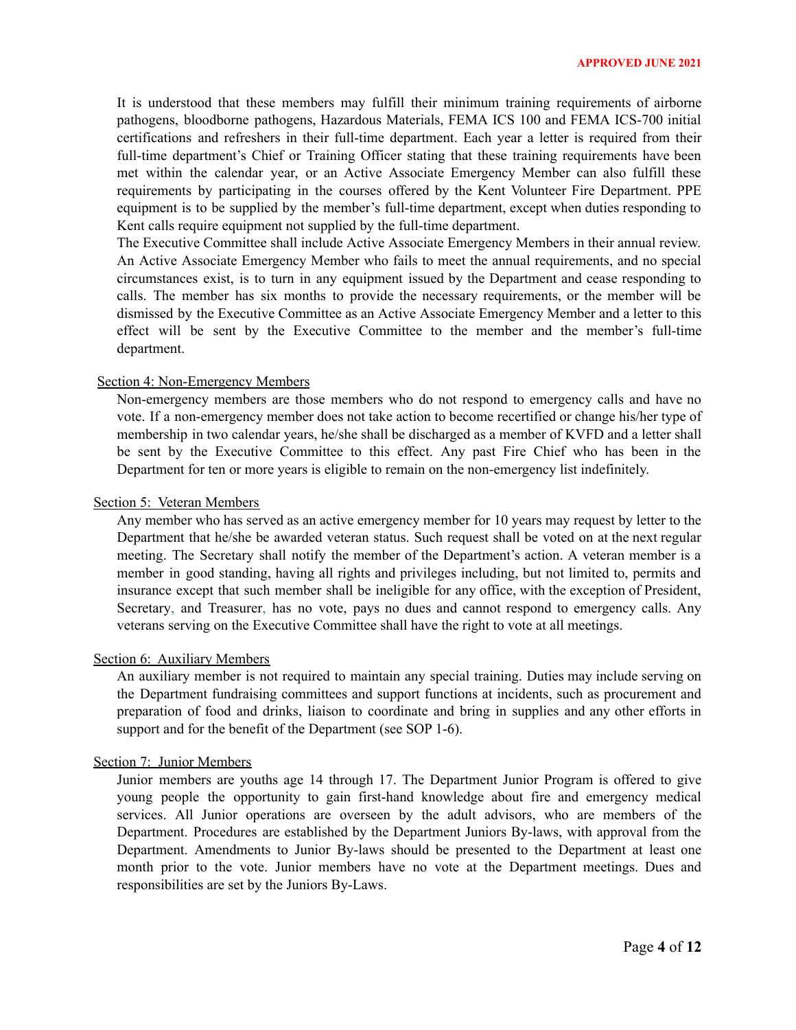It is understood that these members may fulfill their minimum training requirements of airborne pathogens, bloodborne pathogens, Hazardous Materials, FEMA ICS 100 and FEMA ICS-700 initial certifications and refreshers in their full-time department. Each year a letter is required from their full-time department's Chief or Training Officer stating that these training requirements have been met within the calendar year, or an Active Associate Emergency Member can also fulfill these requirements by participating in the courses offered by the Kent Volunteer Fire Department. PPE equipment is to be supplied by the member's full-time department, except when duties responding to Kent calls require equipment not supplied by the full-time department.

The Executive Committee shall include Active Associate Emergency Members in their annual review. An Active Associate Emergency Member who fails to meet the annual requirements, and no special circumstances exist, is to turn in any equipment issued by the Department and cease responding to calls. The member has six months to provide the necessary requirements, or the member will be dismissed by the Executive Committee as an Active Associate Emergency Member and a letter to this effect will be sent by the Executive Committee to the member and the member's full-time department.

Section 4: Non-Emergency Members

Non-emergency members are those members who do not respond to emergency calls and have no vote. If a non-emergency member does not take action to become recertified or change his/her type of membership in two calendar years, he/she shall be discharged as a member of KVFD and a letter shall be sent by the Executive Committee to this effect. Any past Fire Chief who has been in the Department for ten or more years is eligible to remain on the non-emergency list indefinitely.

Section 5: Veteran Members

Any member who has served as an active emergency member for 10 years may request by letter to the Department that he/she be awarded veteran status. Such request shall be voted on at the next regular meeting. The Secretary shall notify the member of the Department's action. A veteran member is a member in good standing, having all rights and privileges including, but not limited to, permits and insurance except that such member shall be ineligible for any office, with the exception of President, Secretary, and Treasurer, has no vote, pays no dues and cannot respond to emergency calls. Any veterans serving on the Executive Committee shall have the right to vote at all meetings.

Section 6: Auxiliary Members

An auxiliary member is not required to maintain any special training. Duties may include serving on the Department fundraising committees and support functions at incidents, such as procurement and preparation of food and drinks, liaison to coordinate and bring in supplies and any other efforts in support and for the benefit of the Department (see SOP 1-6).

Section 7: Junior Members

Junior members are youths age 14 through 17. The Department Junior Program is offered to give young people the opportunity to gain first-hand knowledge about fire and emergency medical services. All Junior operations are overseen by the adult advisors, who are members of the Department. Procedures are established by the Department Juniors By-laws, with approval from the Department. Amendments to Junior By-laws should be presented to the Department at least one month prior to the vote. Junior members have no vote at the Department meetings. Dues and responsibilities are set by the Juniors By-Laws.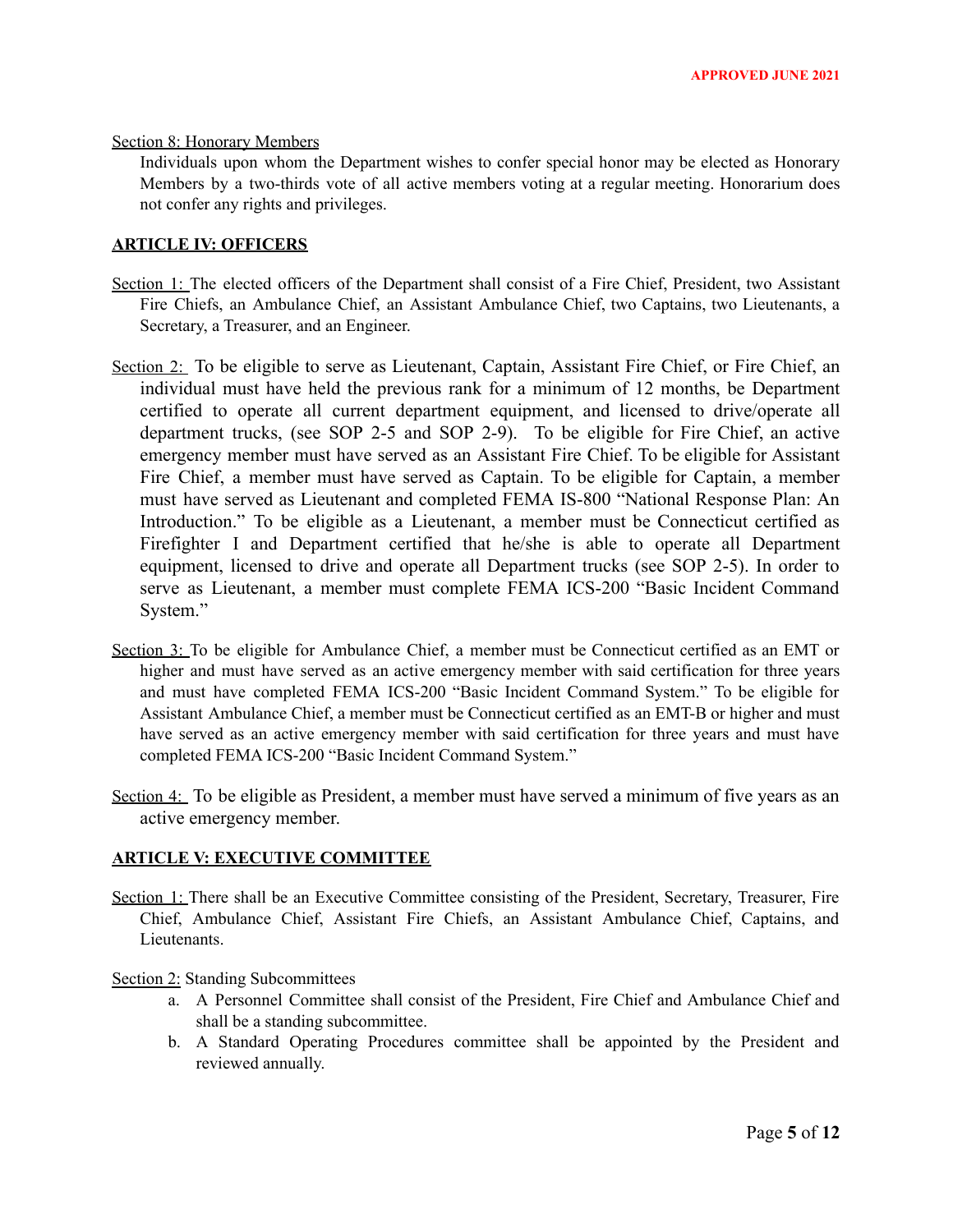Section 8: Honorary Members

Individuals upon whom the Department wishes to confer special honor may be elected as Honorary Members by a two-thirds vote of all active members voting at a regular meeting. Honorarium does not confer any rights and privileges.

## ARTICLE IV: OFFICERS

Section 1: The elected officers of the Department shall consist of a Fire Chief, President, two Assistant Fire Chiefs, an Ambulance Chief, an Assistant Ambulance Chief, two Captains, two Lieutenants, a Secretary, a Treasurer, and an Engineer.

Section 2: To be eligible to serve as Lieutenant, Captain, Assistant Fire Chief, or Fire Chief, an individual must have held the previous rank for a minimum of 12 months, be Department certified to operate all current department equipment, and licensed to drive/operate all department trucks, (see SOP 2-5 and SOP 2-9). To be eligible for Fire Chief, an active emergency member must have served as an Assistant Fire Chief. To be eligible for Assistant Fire Chief, a member must have served as Captain. To be eligible for Captain, a member must have served as Lieutenant and completed FEMA IS-800 "National Response Plan: An Introduction." To be eligible as a Lieutenant, a member must be Connecticut certified as Firefighter I and Department certified that he/she is able to operate all Department equipment, licensed to drive and operate all Department trucks (see SOP 2-5). In order to serve as Lieutenant, a member must complete FEMA ICS-200 "Basic Incident Command System."

Section 3: To be eligible for Ambulance Chief, a member must be Connecticut certified as an EMT or higher and must have served as an active emergency member with said certification for three years and must have completed FEMA ICS-200 "Basic Incident Command System." To be eligible for Assistant Ambulance Chief, a member must be Connecticut certified as an EMT-B or higher and must have served as an active emergency member with said certification for three years and must have completed FEMA ICS-200 "Basic Incident Command System."

Section 4: To be eligible as President, a member must have served a minimum of five years as an active emergency member.

## ARTICLE V: EXECUTIVE COMMITTEE

Section 1: There shall be an Executive Committee consisting of the President, Secretary, Treasurer, Fire Chief, Ambulance Chief, Assistant Fire Chiefs, an Assistant Ambulance Chief, Captains, and Lieutenants.

Section 2: Standing Subcommittees

a. A Personnel Committee shall consist of the President, Fire Chief and Ambulance Chief and shall be a standing subcommittee.
b. A Standard Operating Procedures committee shall be appointed by the President and reviewed annually.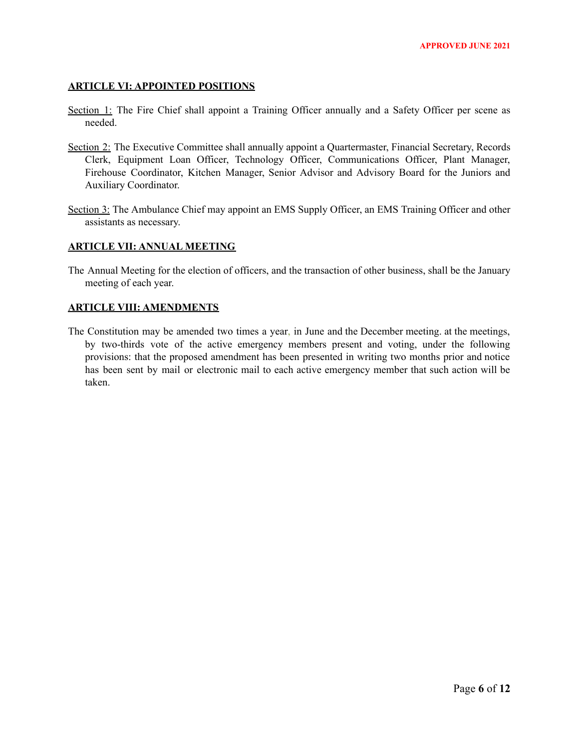## ARTICLE VI: APPOINTED POSITIONS

Section 1: The Fire Chief shall appoint a Training Officer annually and a Safety Officer per scene as needed.

Section 2: The Executive Committee shall annually appoint a Quartermaster, Financial Secretary, Records Clerk, Equipment Loan Officer, Technology Officer, Communications Officer, Plant Manager, Firehouse Coordinator, Kitchen Manager, Senior Advisor and Advisory Board for the Juniors and Auxiliary Coordinator.

Section 3: The Ambulance Chief may appoint an EMS Supply Officer, an EMS Training Officer and other assistants as necessary.

## ARTICLE VII: ANNUAL MEETING

The Annual Meeting for the election of officers, and the transaction of other business, shall be the January meeting of each year.

## ARTICLE VIII: AMENDMENTS

The Constitution may be amended two times a year, in June and the December meeting. at the meetings, by two-thirds vote of the active emergency members present and voting, under the following provisions: that the proposed amendment has been presented in writing two months prior and notice has been sent by mail or electronic mail to each active emergency member that such action will be taken.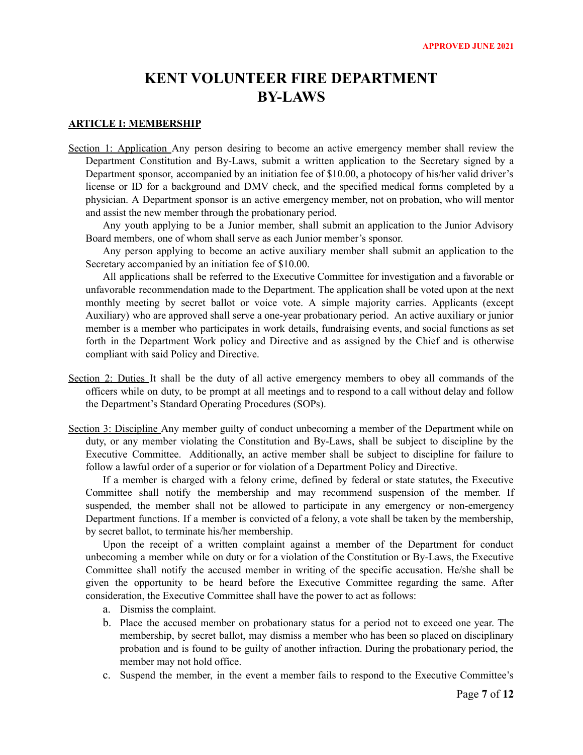APPROVED JUNE 2021

# KENT VOLUNTEER FIRE DEPARTMENT BY-LAWS

## ARTICLE I: MEMBERSHIP

Section 1: Application Any person desiring to become an active emergency member shall review the Department Constitution and By-Laws, submit a written application to the Secretary signed by a Department sponsor, accompanied by an initiation fee of $10.00, a photocopy of his/her valid driver's license or ID for a background and DMV check, and the specified medical forms completed by a physician. A Department sponsor is an active emergency member, not on probation, who will mentor and assist the new member through the probationary period.

Any youth applying to be a Junior member, shall submit an application to the Junior Advisory Board members, one of whom shall serve as each Junior member's sponsor.

Any person applying to become an active auxiliary member shall submit an application to the Secretary accompanied by an initiation fee of $10.00.

All applications shall be referred to the Executive Committee for investigation and a favorable or unfavorable recommendation made to the Department. The application shall be voted upon at the next monthly meeting by secret ballot or voice vote. A simple majority carries. Applicants (except Auxiliary) who are approved shall serve a one-year probationary period. An active auxiliary or junior member is a member who participates in work details, fundraising events, and social functions as set forth in the Department Work policy and Directive and as assigned by the Chief and is otherwise compliant with said Policy and Directive.

Section 2: Duties It shall be the duty of all active emergency members to obey all commands of the officers while on duty, to be prompt at all meetings and to respond to a call without delay and follow the Department's Standard Operating Procedures (SOPs).

Section 3: Discipline Any member guilty of conduct unbecoming a member of the Department while on duty, or any member violating the Constitution and By-Laws, shall be subject to discipline by the Executive Committee. Additionally, an active member shall be subject to discipline for failure to follow a lawful order of a superior or for violation of a Department Policy and Directive.

If a member is charged with a felony crime, defined by federal or state statutes, the Executive Committee shall notify the membership and may recommend suspension of the member. If suspended, the member shall not be allowed to participate in any emergency or non-emergency Department functions. If a member is convicted of a felony, a vote shall be taken by the membership, by secret ballot, to terminate his/her membership.

Upon the receipt of a written complaint against a member of the Department for conduct unbecoming a member while on duty or for a violation of the Constitution or By-Laws, the Executive Committee shall notify the accused member in writing of the specific accusation. He/she shall be given the opportunity to be heard before the Executive Committee regarding the same. After consideration, the Executive Committee shall have the power to act as follows:

a. Dismiss the complaint.
b. Place the accused member on probationary status for a period not to exceed one year. The membership, by secret ballot, may dismiss a member who has been so placed on disciplinary probation and is found to be guilty of another infraction. During the probationary period, the member may not hold office.
c. Suspend the member, in the event a member fails to respond to the Executive Committee's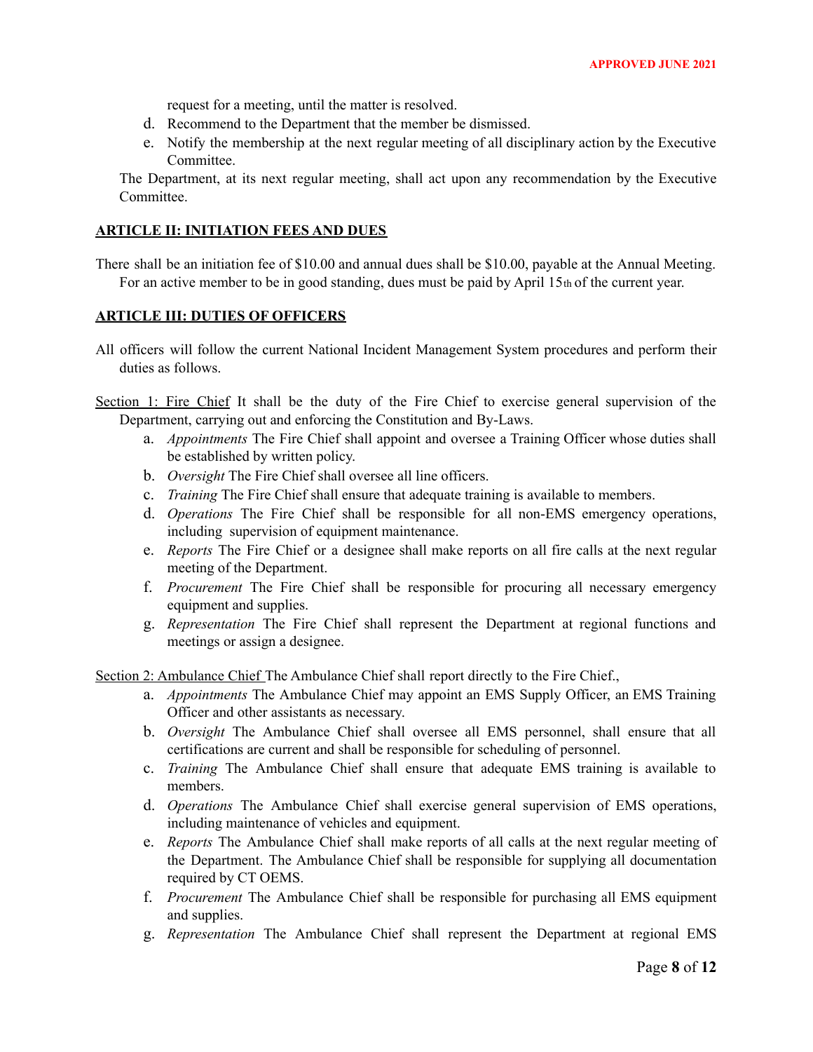request for a meeting, until the matter is resolved.

d. Recommend to the Department that the member be dismissed.
e. Notify the membership at the next regular meeting of all disciplinary action by the Executive Committee.

The Department, at its next regular meeting, shall act upon any recommendation by the Executive Committee.

## ARTICLE II: INITIATION FEES AND DUES

There shall be an initiation fee of $10.00 and annual dues shall be $10.00, payable at the Annual Meeting. For an active member to be in good standing, dues must be paid by April 15th of the current year.

## ARTICLE III: DUTIES OF OFFICERS

All officers will follow the current National Incident Management System procedures and perform their duties as follows.

Section 1: Fire Chief It shall be the duty of the Fire Chief to exercise general supervision of the Department, carrying out and enforcing the Constitution and By-Laws.

a. *Appointments* The Fire Chief shall appoint and oversee a Training Officer whose duties shall be established by written policy.
b. *Oversight* The Fire Chief shall oversee all line officers.
c. *Training* The Fire Chief shall ensure that adequate training is available to members.
d. *Operations* The Fire Chief shall be responsible for all non-EMS emergency operations, including supervision of equipment maintenance.
e. *Reports* The Fire Chief or a designee shall make reports on all fire calls at the next regular meeting of the Department.
f. *Procurement* The Fire Chief shall be responsible for procuring all necessary emergency equipment and supplies.
g. *Representation* The Fire Chief shall represent the Department at regional functions and meetings or assign a designee.

Section 2: Ambulance Chief The Ambulance Chief shall report directly to the Fire Chief.,

a. *Appointments* The Ambulance Chief may appoint an EMS Supply Officer, an EMS Training Officer and other assistants as necessary.
b. *Oversight* The Ambulance Chief shall oversee all EMS personnel, shall ensure that all certifications are current and shall be responsible for scheduling of personnel.
c. *Training* The Ambulance Chief shall ensure that adequate EMS training is available to members.
d. *Operations* The Ambulance Chief shall exercise general supervision of EMS operations, including maintenance of vehicles and equipment.
e. *Reports* The Ambulance Chief shall make reports of all calls at the next regular meeting of the Department. The Ambulance Chief shall be responsible for supplying all documentation required by CT OEMS.
f. *Procurement* The Ambulance Chief shall be responsible for purchasing all EMS equipment and supplies.
g. *Representation* The Ambulance Chief shall represent the Department at regional EMS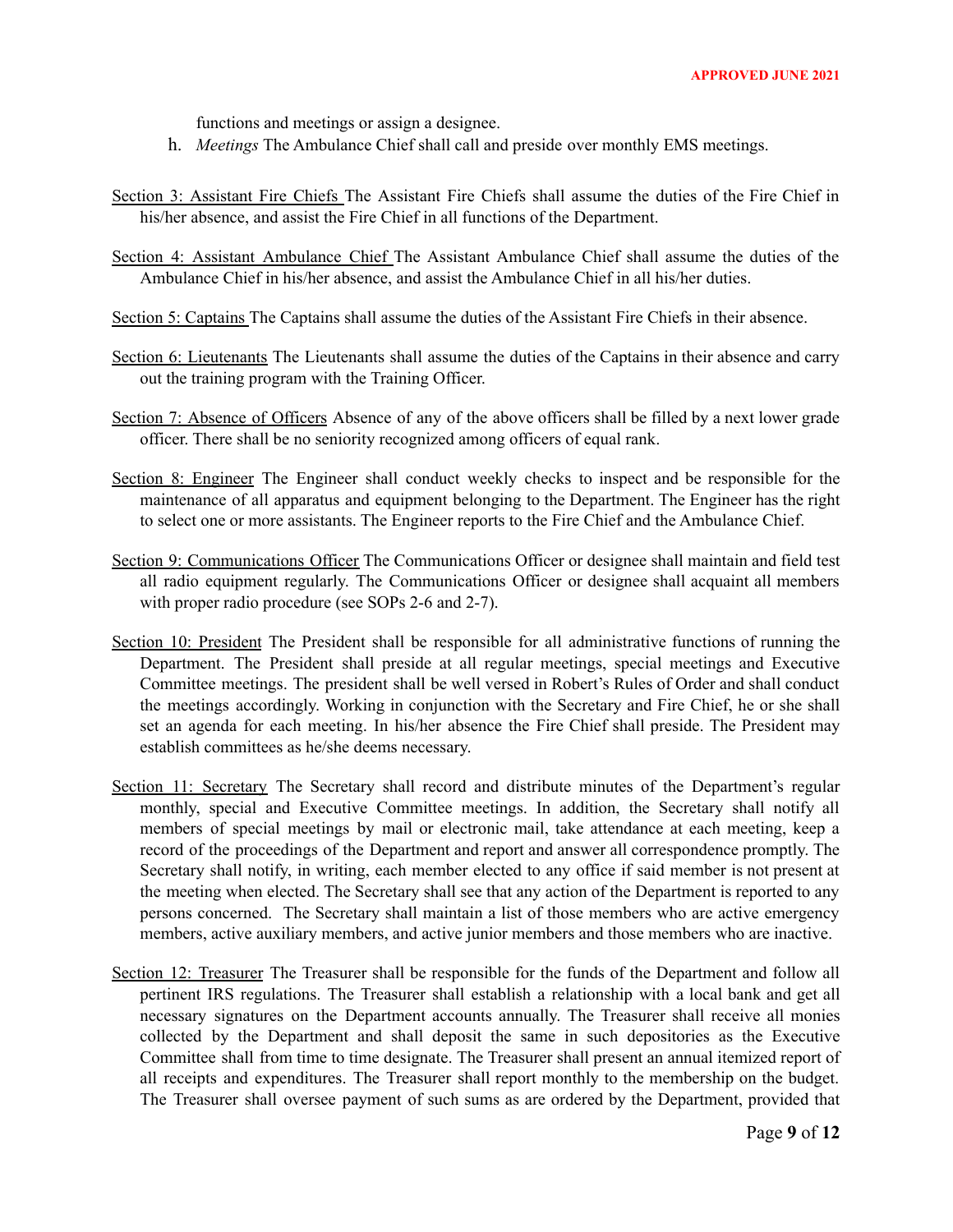functions and meetings or assign a designee.

h. *Meetings* The Ambulance Chief shall call and preside over monthly EMS meetings.

<u>Section 3: Assistant Fire Chiefs</u> The Assistant Fire Chiefs shall assume the duties of the Fire Chief in his/her absence, and assist the Fire Chief in all functions of the Department.

<u>Section 4: Assistant Ambulance Chief</u> The Assistant Ambulance Chief shall assume the duties of the Ambulance Chief in his/her absence, and assist the Ambulance Chief in all his/her duties.

<u>Section 5: Captains</u> The Captains shall assume the duties of the Assistant Fire Chiefs in their absence.

<u>Section 6: Lieutenants</u> The Lieutenants shall assume the duties of the Captains in their absence and carry out the training program with the Training Officer.

<u>Section 7: Absence of Officers</u> Absence of any of the above officers shall be filled by a next lower grade officer. There shall be no seniority recognized among officers of equal rank.

<u>Section 8: Engineer</u> The Engineer shall conduct weekly checks to inspect and be responsible for the maintenance of all apparatus and equipment belonging to the Department. The Engineer has the right to select one or more assistants. The Engineer reports to the Fire Chief and the Ambulance Chief.

<u>Section 9: Communications Officer</u> The Communications Officer or designee shall maintain and field test all radio equipment regularly. The Communications Officer or designee shall acquaint all members with proper radio procedure (see SOPs 2-6 and 2-7).

<u>Section 10: President</u> The President shall be responsible for all administrative functions of running the Department. The President shall preside at all regular meetings, special meetings and Executive Committee meetings. The president shall be well versed in Robert's Rules of Order and shall conduct the meetings accordingly. Working in conjunction with the Secretary and Fire Chief, he or she shall set an agenda for each meeting. In his/her absence the Fire Chief shall preside. The President may establish committees as he/she deems necessary.

<u>Section 11: Secretary</u> The Secretary shall record and distribute minutes of the Department's regular monthly, special and Executive Committee meetings. In addition, the Secretary shall notify all members of special meetings by mail or electronic mail, take attendance at each meeting, keep a record of the proceedings of the Department and report and answer all correspondence promptly. The Secretary shall notify, in writing, each member elected to any office if said member is not present at the meeting when elected. The Secretary shall see that any action of the Department is reported to any persons concerned. The Secretary shall maintain a list of those members who are active emergency members, active auxiliary members, and active junior members and those members who are inactive.

<u>Section 12: Treasurer</u> The Treasurer shall be responsible for the funds of the Department and follow all pertinent IRS regulations. The Treasurer shall establish a relationship with a local bank and get all necessary signatures on the Department accounts annually. The Treasurer shall receive all monies collected by the Department and shall deposit the same in such depositories as the Executive Committee shall from time to time designate. The Treasurer shall present an annual itemized report of all receipts and expenditures. The Treasurer shall report monthly to the membership on the budget. The Treasurer shall oversee payment of such sums as are ordered by the Department, provided that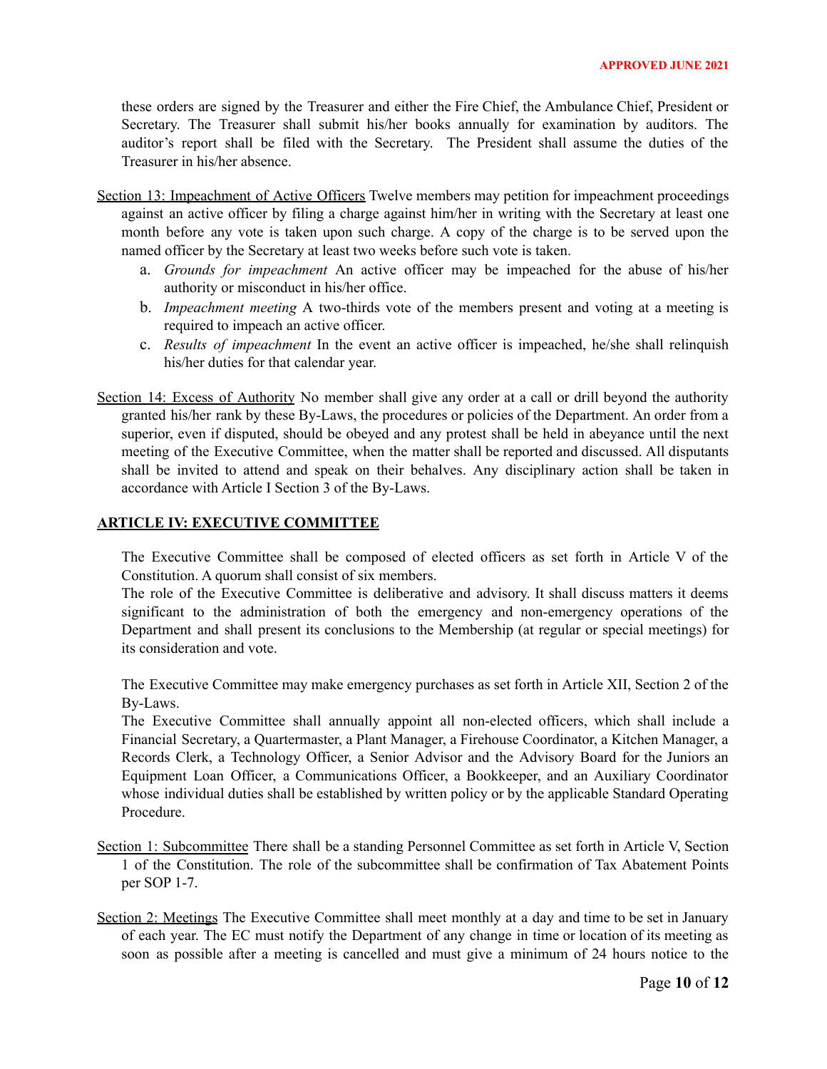these orders are signed by the Treasurer and either the Fire Chief, the Ambulance Chief, President or Secretary. The Treasurer shall submit his/her books annually for examination by auditors. The auditor's report shall be filed with the Secretary. The President shall assume the duties of the Treasurer in his/her absence.

Section 13: Impeachment of Active Officers Twelve members may petition for impeachment proceedings against an active officer by filing a charge against him/her in writing with the Secretary at least one month before any vote is taken upon such charge. A copy of the charge is to be served upon the named officer by the Secretary at least two weeks before such vote is taken.

a. *Grounds for impeachment* An active officer may be impeached for the abuse of his/her authority or misconduct in his/her office.
b. *Impeachment meeting* A two-thirds vote of the members present and voting at a meeting is required to impeach an active officer.
c. *Results of impeachment* In the event an active officer is impeached, he/she shall relinquish his/her duties for that calendar year.

Section 14: Excess of Authority No member shall give any order at a call or drill beyond the authority granted his/her rank by these By-Laws, the procedures or policies of the Department. An order from a superior, even if disputed, should be obeyed and any protest shall be held in abeyance until the next meeting of the Executive Committee, when the matter shall be reported and discussed. All disputants shall be invited to attend and speak on their behalves. Any disciplinary action shall be taken in accordance with Article I Section 3 of the By-Laws.

## ARTICLE IV: EXECUTIVE COMMITTEE

The Executive Committee shall be composed of elected officers as set forth in Article V of the Constitution. A quorum shall consist of six members.
The role of the Executive Committee is deliberative and advisory. It shall discuss matters it deems significant to the administration of both the emergency and non-emergency operations of the Department and shall present its conclusions to the Membership (at regular or special meetings) for its consideration and vote.

The Executive Committee may make emergency purchases as set forth in Article XII, Section 2 of the By-Laws.
The Executive Committee shall annually appoint all non-elected officers, which shall include a Financial Secretary, a Quartermaster, a Plant Manager, a Firehouse Coordinator, a Kitchen Manager, a Records Clerk, a Technology Officer, a Senior Advisor and the Advisory Board for the Juniors an Equipment Loan Officer, a Communications Officer, a Bookkeeper, and an Auxiliary Coordinator whose individual duties shall be established by written policy or by the applicable Standard Operating Procedure.

Section 1: Subcommittee There shall be a standing Personnel Committee as set forth in Article V, Section 1 of the Constitution. The role of the subcommittee shall be confirmation of Tax Abatement Points per SOP 1-7.

Section 2: Meetings The Executive Committee shall meet monthly at a day and time to be set in January of each year. The EC must notify the Department of any change in time or location of its meeting as soon as possible after a meeting is cancelled and must give a minimum of 24 hours notice to the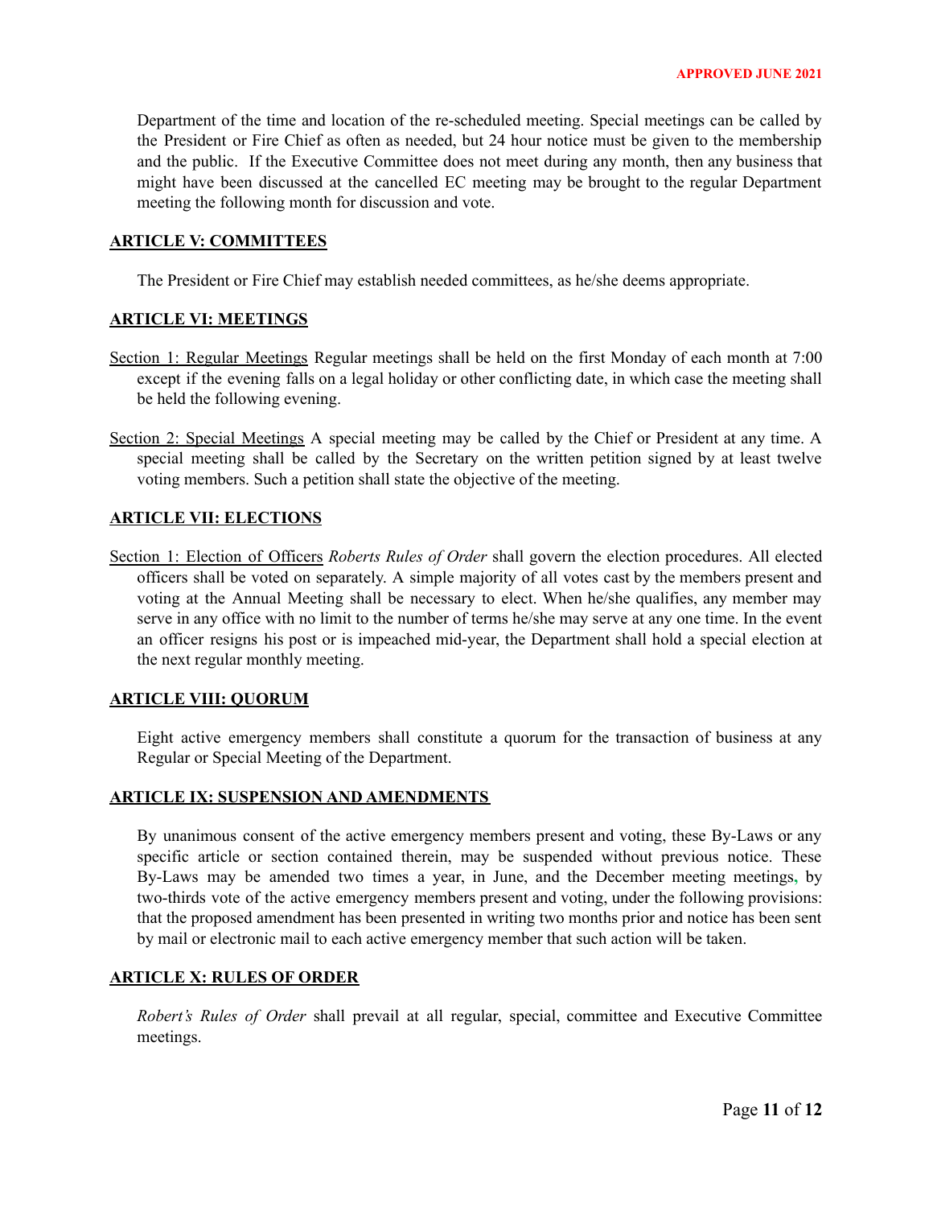Department of the time and location of the re-scheduled meeting. Special meetings can be called by the President or Fire Chief as often as needed, but 24 hour notice must be given to the membership and the public. If the Executive Committee does not meet during any month, then any business that might have been discussed at the cancelled EC meeting may be brought to the regular Department meeting the following month for discussion and vote.

## ARTICLE V: COMMITTEES

The President or Fire Chief may establish needed committees, as he/she deems appropriate.

## ARTICLE VI: MEETINGS

Section 1: Regular Meetings Regular meetings shall be held on the first Monday of each month at 7:00 except if the evening falls on a legal holiday or other conflicting date, in which case the meeting shall be held the following evening.

Section 2: Special Meetings A special meeting may be called by the Chief or President at any time. A special meeting shall be called by the Secretary on the written petition signed by at least twelve voting members. Such a petition shall state the objective of the meeting.

## ARTICLE VII: ELECTIONS

Section 1: Election of Officers *Roberts Rules of Order* shall govern the election procedures. All elected officers shall be voted on separately. A simple majority of all votes cast by the members present and voting at the Annual Meeting shall be necessary to elect. When he/she qualifies, any member may serve in any office with no limit to the number of terms he/she may serve at any one time. In the event an officer resigns his post or is impeached mid-year, the Department shall hold a special election at the next regular monthly meeting.

## ARTICLE VIII: QUORUM

Eight active emergency members shall constitute a quorum for the transaction of business at any Regular or Special Meeting of the Department.

## ARTICLE IX: SUSPENSION AND AMENDMENTS

By unanimous consent of the active emergency members present and voting, these By-Laws or any specific article or section contained therein, may be suspended without previous notice. These By-Laws may be amended two times a year, in June, and the December meeting meetings, by two-thirds vote of the active emergency members present and voting, under the following provisions: that the proposed amendment has been presented in writing two months prior and notice has been sent by mail or electronic mail to each active emergency member that such action will be taken.

## ARTICLE X: RULES OF ORDER

*Robert's Rules of Order* shall prevail at all regular, special, committee and Executive Committee meetings.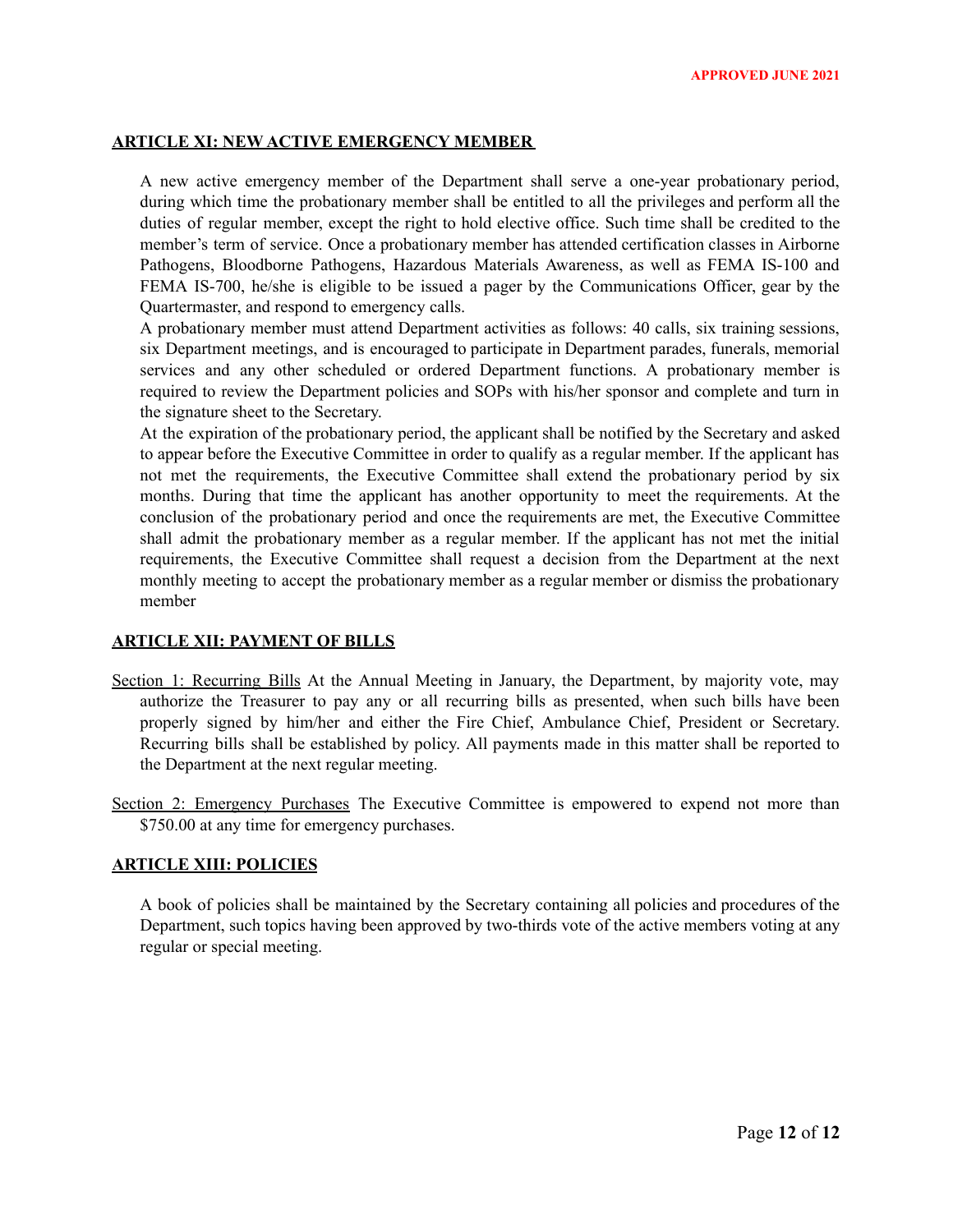## ARTICLE XI: NEW ACTIVE EMERGENCY MEMBER

A new active emergency member of the Department shall serve a one-year probationary period, during which time the probationary member shall be entitled to all the privileges and perform all the duties of regular member, except the right to hold elective office. Such time shall be credited to the member's term of service. Once a probationary member has attended certification classes in Airborne Pathogens, Bloodborne Pathogens, Hazardous Materials Awareness, as well as FEMA IS-100 and FEMA IS-700, he/she is eligible to be issued a pager by the Communications Officer, gear by the Quartermaster, and respond to emergency calls.

A probationary member must attend Department activities as follows: 40 calls, six training sessions, six Department meetings, and is encouraged to participate in Department parades, funerals, memorial services and any other scheduled or ordered Department functions. A probationary member is required to review the Department policies and SOPs with his/her sponsor and complete and turn in the signature sheet to the Secretary.

At the expiration of the probationary period, the applicant shall be notified by the Secretary and asked to appear before the Executive Committee in order to qualify as a regular member. If the applicant has not met the requirements, the Executive Committee shall extend the probationary period by six months. During that time the applicant has another opportunity to meet the requirements. At the conclusion of the probationary period and once the requirements are met, the Executive Committee shall admit the probationary member as a regular member. If the applicant has not met the initial requirements, the Executive Committee shall request a decision from the Department at the next monthly meeting to accept the probationary member as a regular member or dismiss the probationary member

## ARTICLE XII: PAYMENT OF BILLS

Section 1: Recurring Bills At the Annual Meeting in January, the Department, by majority vote, may authorize the Treasurer to pay any or all recurring bills as presented, when such bills have been properly signed by him/her and either the Fire Chief, Ambulance Chief, President or Secretary. Recurring bills shall be established by policy. All payments made in this matter shall be reported to the Department at the next regular meeting.

Section 2: Emergency Purchases The Executive Committee is empowered to expend not more than $750.00 at any time for emergency purchases.

## ARTICLE XIII: POLICIES

A book of policies shall be maintained by the Secretary containing all policies and procedures of the Department, such topics having been approved by two-thirds vote of the active members voting at any regular or special meeting.